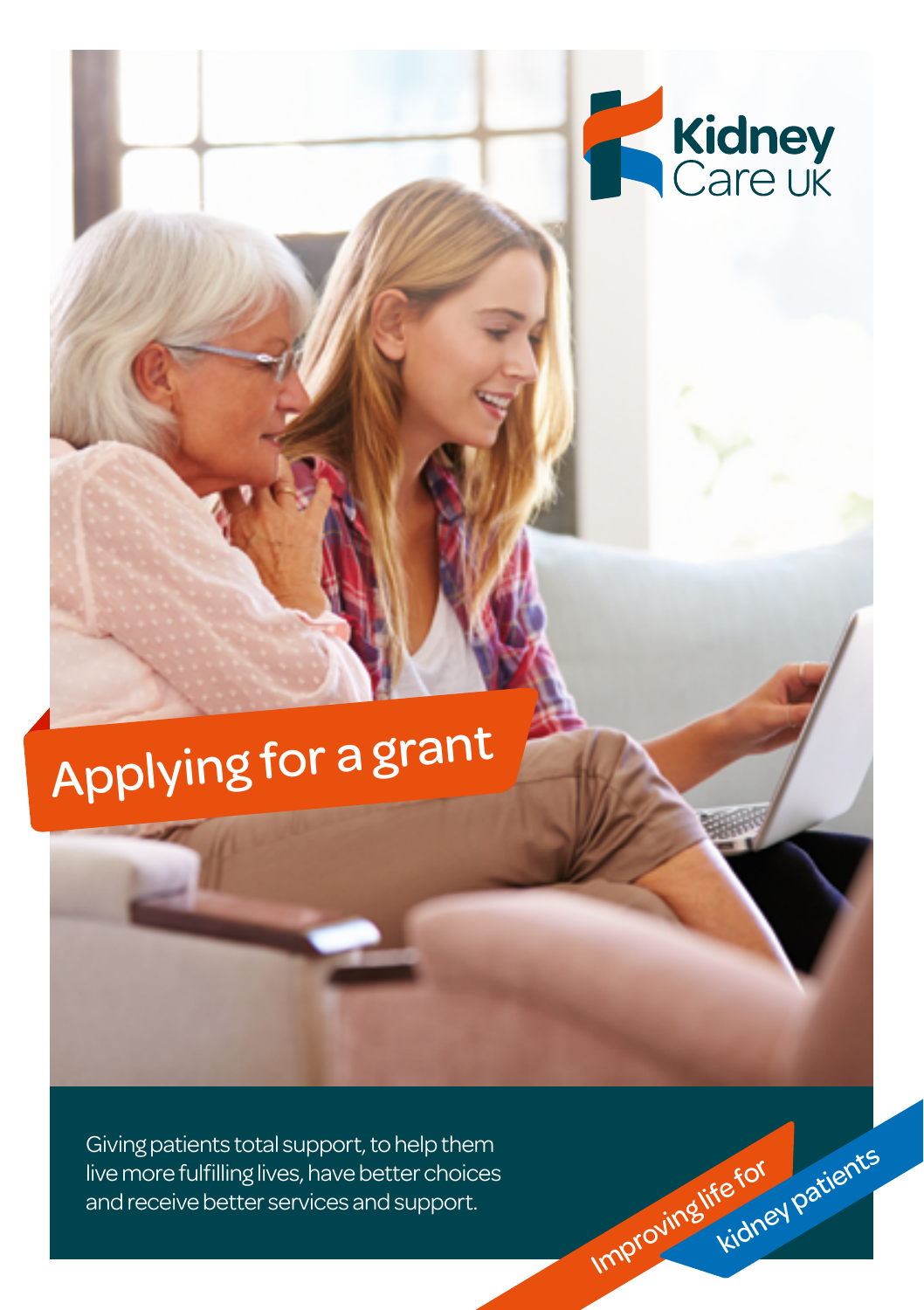Kidney Care UK

# Applying for a grant

Giving patients total support, to help them live more fulfilling lives, have better choices and receive better services and support.

Improving life for kidney patients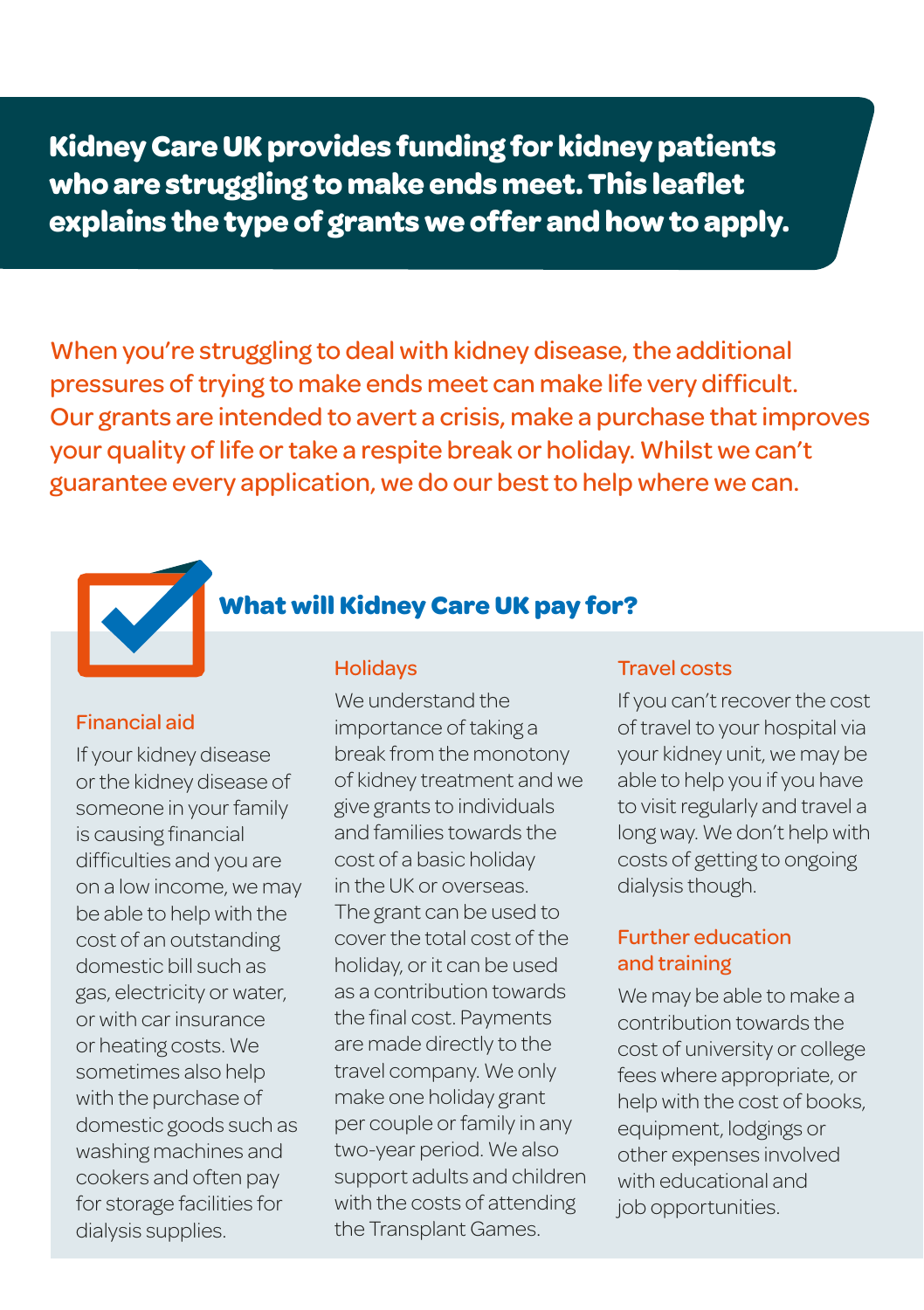**Kidney Care UK provides funding for kidney patients who are struggling to make ends meet. This leaflet explains the type of grants we offer and how to apply.**

When you're struggling to deal with kidney disease, the additional pressures of trying to make ends meet can make life very difficult. Our grants are intended to avert a crisis, make a purchase that improves your quality of life or take a respite break or holiday. Whilst we can't guarantee every application, we do our best to help where we can.

## What will Kidney Care UK pay for?

### Financial aid

If your kidney disease or the kidney disease of someone in your family is causing financial difficulties and you are on a low income, we may be able to help with the cost of an outstanding domestic bill such as gas, electricity or water, or with car insurance or heating costs. We sometimes also help with the purchase of domestic goods such as washing machines and cookers and often pay for storage facilities for dialysis supplies.

### Holidays

We understand the importance of taking a break from the monotony of kidney treatment and we give grants to individuals and families towards the cost of a basic holiday in the UK or overseas. The grant can be used to cover the total cost of the holiday, or it can be used as a contribution towards the final cost. Payments are made directly to the travel company. We only make one holiday grant per couple or family in any two-year period. We also support adults and children with the costs of attending the Transplant Games.

### Travel costs

If you can't recover the cost of travel to your hospital via your kidney unit, we may be able to help you if you have to visit regularly and travel a long way. We don't help with costs of getting to ongoing dialysis though.

### Further education and training

We may be able to make a contribution towards the cost of university or college fees where appropriate, or help with the cost of books, equipment, lodgings or other expenses involved with educational and job opportunities.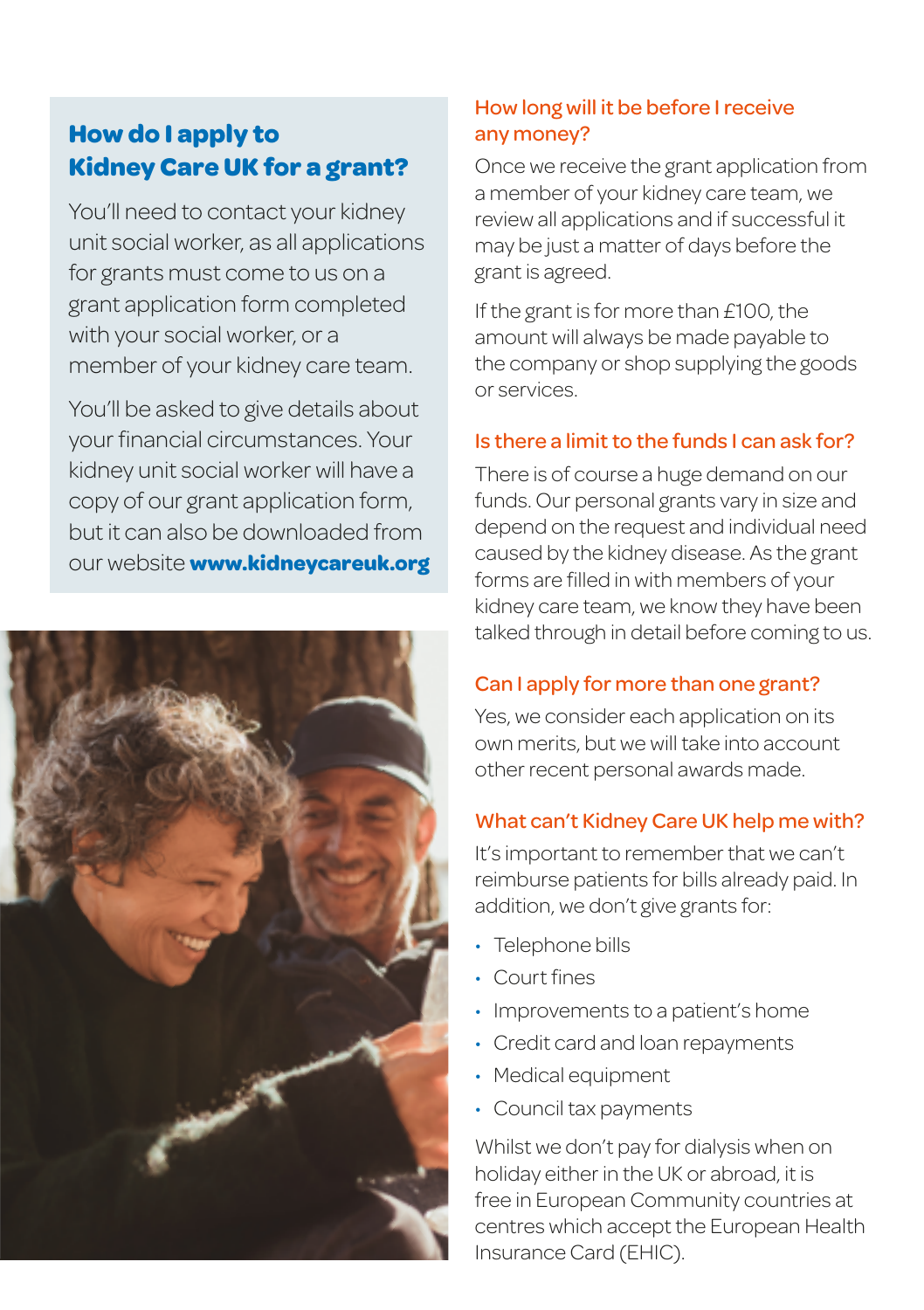## How do I apply to Kidney Care UK for a grant?

You'll need to contact your kidney unit social worker, as all applications for grants must come to us on a grant application form completed with your social worker, or a member of your kidney care team.

You'll be asked to give details about your financial circumstances. Your kidney unit social worker will have a copy of our grant application form, but it can also be downloaded from our website **www.kidneycareuk.org**

### How long will it be before I receive any money?

Once we receive the grant application from a member of your kidney care team, we review all applications and if successful it may be just a matter of days before the grant is agreed.

If the grant is for more than £100, the amount will always be made payable to the company or shop supplying the goods or services.

### Is there a limit to the funds I can ask for?

There is of course a huge demand on our funds. Our personal grants vary in size and depend on the request and individual need caused by the kidney disease. As the grant forms are filled in with members of your kidney care team, we know they have been talked through in detail before coming to us.

### Can I apply for more than one grant?

Yes, we consider each application on its own merits, but we will take into account other recent personal awards made.

### What can't Kidney Care UK help me with?

It's important to remember that we can't reimburse patients for bills already paid. In addition, we don't give grants for:

- Telephone bills
- Court fines
- Improvements to a patient's home
- Credit card and loan repayments
- Medical equipment
- Council tax payments

Whilst we don't pay for dialysis when on holiday either in the UK or abroad, it is free in European Community countries at centres which accept the European Health Insurance Card (EHIC).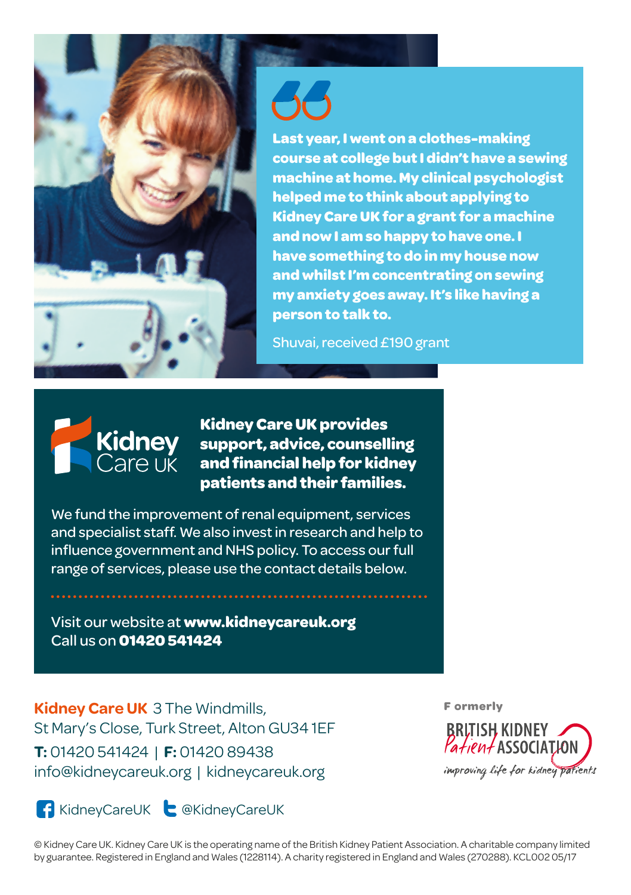**Last year, I went on a clothes-making course at college but I didn't have a sewing machine at home. My clinical psychologist helped me to think about applying to Kidney Care UK for a grant for a machine and now I am so happy to have one. I have something to do in my house now and whilst I'm concentrating on sewing my anxiety goes away. It's like having a person to talk to.**

Shuvai, received £190 grant

Kidney Care UK

**Kidney Care UK provides support, advice, counselling and financial help for kidney patients and their families.**

We fund the improvement of renal equipment, services and specialist staff. We also invest in research and help to influence government and NHS policy. To access our full range of services, please use the contact details below.

Visit our website at **www.kidneycareuk.org**
Call us on **01420 541424**

**Kidney Care UK** 3 The Windmills, St Mary's Close, Turk Street, Alton GU34 1EF
**T:** 01420 541424 | **F:** 01420 89438
info@kidneycareuk.org | kidneycareuk.org

KidneyCareUK @KidneyCareUK

Formerly
British Kidney Patient Association
*improving life for kidney patients*

© Kidney Care UK. Kidney Care UK is the operating name of the British Kidney Patient Association. A charitable company limited by guarantee. Registered in England and Wales (1228114). A charity registered in England and Wales (270288). KCL002 05/17